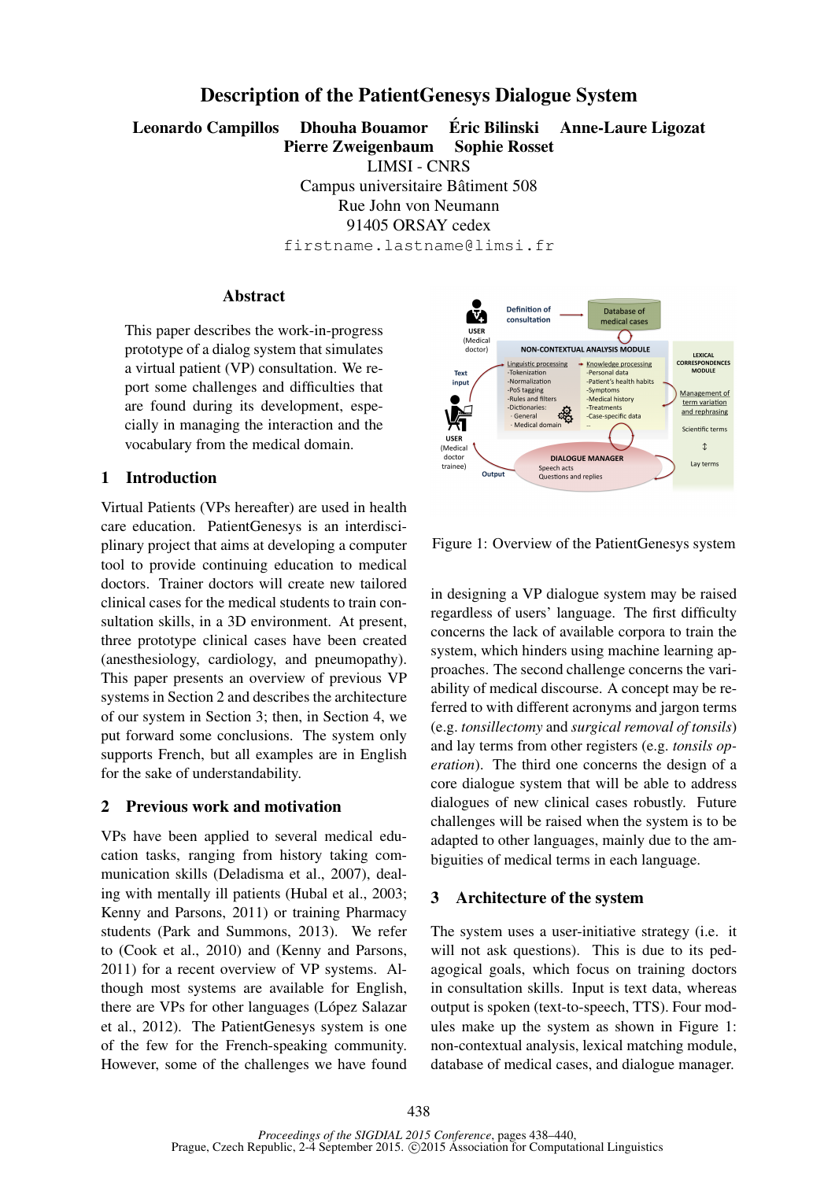# Description of the PatientGenesys Dialogue System

**Leonardo Campillos Dhouha Bouamor Éric Bilinski Anne-Laure Ligozat Pierre Zweigenbaum Sophie Rosset**

LIMSI - CNRS
Campus universitaire Bâtiment 508
Rue John von Neumann
91405 ORSAY cedex
firstname.lastname@limsi.fr

## Abstract

This paper describes the work-in-progress prototype of a dialog system that simulates a virtual patient (VP) consultation. We report some challenges and difficulties that are found during its development, especially in managing the interaction and the vocabulary from the medical domain.

## 1 Introduction

Virtual Patients (VPs hereafter) are used in health care education. PatientGenesys is an interdisciplinary project that aims at developing a computer tool to provide continuing education to medical doctors. Trainer doctors will create new tailored clinical cases for the medical students to train consultation skills, in a 3D environment. At present, three prototype clinical cases have been created (anesthesiology, cardiology, and pneumopathy). This paper presents an overview of previous VP systems in Section 2 and describes the architecture of our system in Section 3; then, in Section 4, we put forward some conclusions. The system only supports French, but all examples are in English for the sake of understandability.

## 2 Previous work and motivation

VPs have been applied to several medical education tasks, ranging from history taking communication skills (Deladisma et al., 2007), dealing with mentally ill patients (Hubal et al., 2003; Kenny and Parsons, 2011) or training Pharmacy students (Park and Summons, 2013). We refer to (Cook et al., 2010) and (Kenny and Parsons, 2011) for a recent overview of VP systems. Although most systems are available for English, there are VPs for other languages (López Salazar et al., 2012). The PatientGenesys system is one of the few for the French-speaking community. However, some of the challenges we have found in designing a VP dialogue system may be raised regardless of users' language. The first difficulty concerns the lack of available corpora to train the system, which hinders using machine learning approaches. The second challenge concerns the variability of medical discourse. A concept may be referred to with different acronyms and jargon terms (e.g. *tonsillectomy* and *surgical removal of tonsils*) and lay terms from other registers (e.g. *tonsils operation*). The third one concerns the design of a core dialogue system that will be able to address dialogues of new clinical cases robustly. Future challenges will be raised when the system is to be adapted to other languages, mainly due to the ambiguities of medical terms in each language.

Figure 1: Overview of the PatientGenesys system

## 3 Architecture of the system

The system uses a user-initiative strategy (i.e. it will not ask questions). This is due to its pedagogical goals, which focus on training doctors in consultation skills. Input is text data, whereas output is spoken (text-to-speech, TTS). Four modules make up the system as shown in Figure 1: non-contextual analysis, lexical matching module, database of medical cases, and dialogue manager.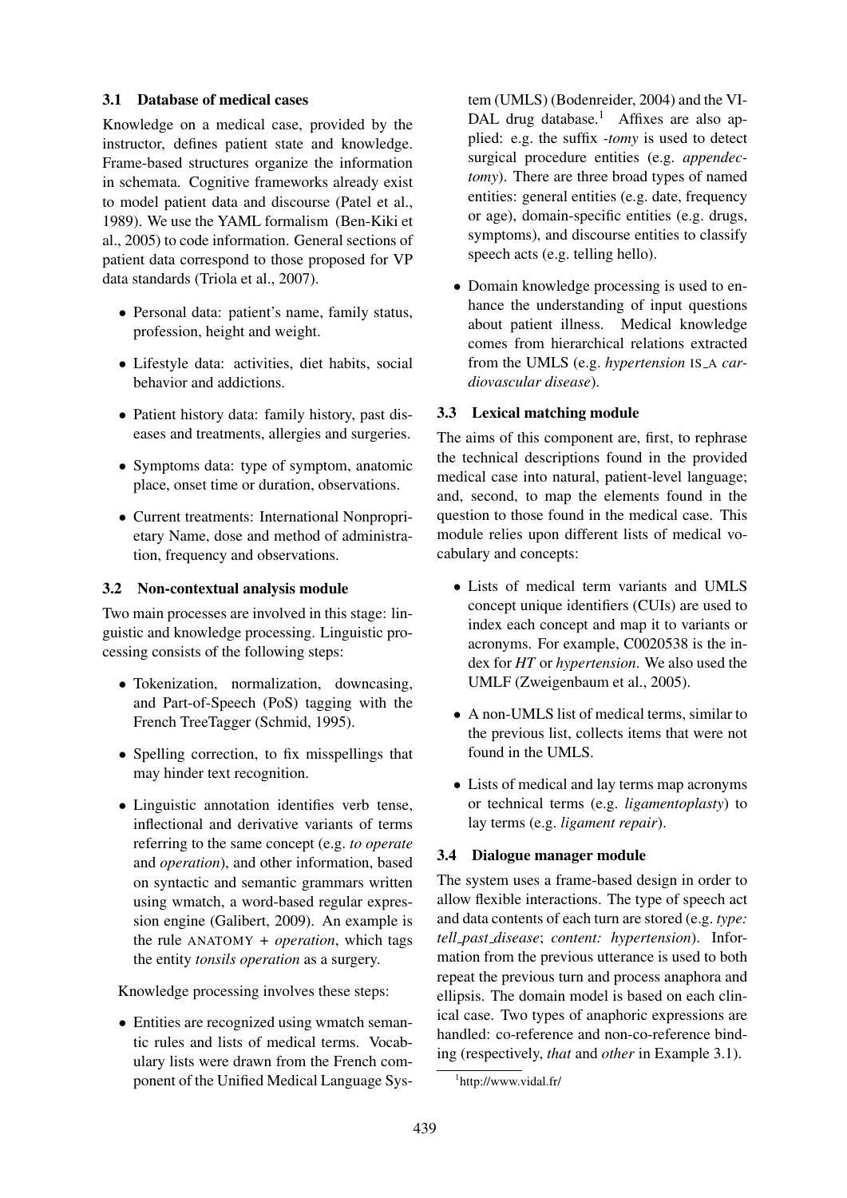### 3.1 Database of medical cases

Knowledge on a medical case, provided by the instructor, defines patient state and knowledge. Frame-based structures organize the information in schemata. Cognitive frameworks already exist to model patient data and discourse (Patel et al., 1989). We use the YAML formalism (Ben-Kiki et al., 2005) to code information. General sections of patient data correspond to those proposed for VP data standards (Triola et al., 2007).

- Personal data: patient's name, family status, profession, height and weight.
- Lifestyle data: activities, diet habits, social behavior and addictions.
- Patient history data: family history, past diseases and treatments, allergies and surgeries.
- Symptoms data: type of symptom, anatomic place, onset time or duration, observations.
- Current treatments: International Nonproprietary Name, dose and method of administration, frequency and observations.

### 3.2 Non-contextual analysis module

Two main processes are involved in this stage: linguistic and knowledge processing. Linguistic processing consists of the following steps:

- Tokenization, normalization, downcasing, and Part-of-Speech (PoS) tagging with the French TreeTagger (Schmid, 1995).
- Spelling correction, to fix misspellings that may hinder text recognition.
- Linguistic annotation identifies verb tense, inflectional and derivative variants of terms referring to the same concept (e.g. *to operate* and *operation*), and other information, based on syntactic and semantic grammars written using wmatch, a word-based regular expression engine (Galibert, 2009). An example is the rule ANATOMY + *operation*, which tags the entity *tonsils operation* as a surgery.

Knowledge processing involves these steps:

- Entities are recognized using wmatch semantic rules and lists of medical terms. Vocabulary lists were drawn from the French component of the Unified Medical Language System (UMLS) (Bodenreider, 2004) and the VIDAL drug database.[1] Affixes are also applied: e.g. the suffix *-tomy* is used to detect surgical procedure entities (e.g. *appendectomy*). There are three broad types of named entities: general entities (e.g. date, frequency or age), domain-specific entities (e.g. drugs, symptoms), and discourse entities to classify speech acts (e.g. telling hello).
- Domain knowledge processing is used to enhance the understanding of input questions about patient illness. Medical knowledge comes from hierarchical relations extracted from the UMLS (e.g. *hypertension* IS_A *cardiovascular disease*).

### 3.3 Lexical matching module

The aims of this component are, first, to rephrase the technical descriptions found in the provided medical case into natural, patient-level language; and, second, to map the elements found in the question to those found in the medical case. This module relies upon different lists of medical vocabulary and concepts:

- Lists of medical term variants and UMLS concept unique identifiers (CUIs) are used to index each concept and map it to variants or acronyms. For example, C0020538 is the index for *HT* or *hypertension*. We also used the UMLF (Zweigenbaum et al., 2005).
- A non-UMLS list of medical terms, similar to the previous list, collects items that were not found in the UMLS.
- Lists of medical and lay terms map acronyms or technical terms (e.g. *ligamentoplasty*) to lay terms (e.g. *ligament repair*).

### 3.4 Dialogue manager module

The system uses a frame-based design in order to allow flexible interactions. The type of speech act and data contents of each turn are stored (e.g. *type: tell_past_disease*; *content: hypertension*). Information from the previous utterance is used to both repeat the previous turn and process anaphora and ellipsis. The domain model is based on each clinical case. Two types of anaphoric expressions are handled: co-reference and non-co-reference binding (respectively, *that* and *other* in Example 3.1).

[1] http://www.vidal.fr/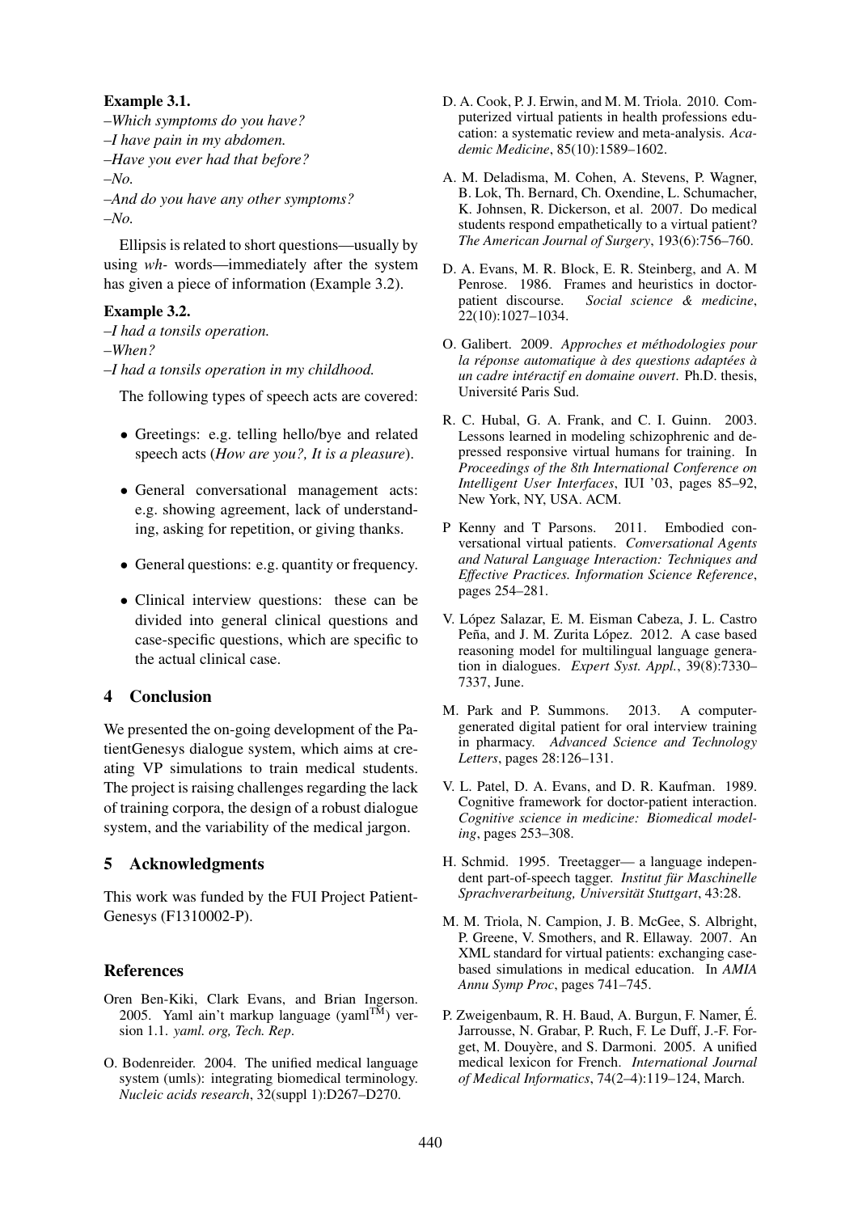**Example 3.1.**

*–Which symptoms do you have?*
*–I have pain in my abdomen.*
*–Have you ever had that before?*
*–No.*
*–And do you have any other symptoms?*
*–No.*

Ellipsis is related to short questions—usually by using *wh-* words—immediately after the system has given a piece of information (Example 3.2).

**Example 3.2.**

*–I had a tonsils operation.*
*–When?*
*–I had a tonsils operation in my childhood.*

The following types of speech acts are covered:

- Greetings: e.g. telling hello/bye and related speech acts (*How are you?, It is a pleasure*).
- General conversational management acts: e.g. showing agreement, lack of understanding, asking for repetition, or giving thanks.
- General questions: e.g. quantity or frequency.
- Clinical interview questions: these can be divided into general clinical questions and case-specific questions, which are specific to the actual clinical case.

## 4 Conclusion

We presented the on-going development of the PatientGenesys dialogue system, which aims at creating VP simulations to train medical students. The project is raising challenges regarding the lack of training corpora, the design of a robust dialogue system, and the variability of the medical jargon.

## 5 Acknowledgments

This work was funded by the FUI Project PatientGenesys (F1310002-P).

## References

Oren Ben-Kiki, Clark Evans, and Brian Ingerson. 2005. Yaml ain't markup language (yaml$^{TM}$) version 1.1. *yaml. org, Tech. Rep*.

O. Bodenreider. 2004. The unified medical language system (umls): integrating biomedical terminology. *Nucleic acids research*, 32(suppl 1):D267–D270.

D. A. Cook, P. J. Erwin, and M. M. Triola. 2010. Computerized virtual patients in health professions education: a systematic review and meta-analysis. *Academic Medicine*, 85(10):1589–1602.

A. M. Deladisma, M. Cohen, A. Stevens, P. Wagner, B. Lok, Th. Bernard, Ch. Oxendine, L. Schumacher, K. Johnsen, R. Dickerson, et al. 2007. Do medical students respond empathetically to a virtual patient? *The American Journal of Surgery*, 193(6):756–760.

D. A. Evans, M. R. Block, E. R. Steinberg, and A. M Penrose. 1986. Frames and heuristics in doctor-patient discourse. *Social science & medicine*, 22(10):1027–1034.

O. Galibert. 2009. *Approches et méthodologies pour la réponse automatique à des questions adaptées à un cadre intéractif en domaine ouvert*. Ph.D. thesis, Université Paris Sud.

R. C. Hubal, G. A. Frank, and C. I. Guinn. 2003. Lessons learned in modeling schizophrenic and depressed responsive virtual humans for training. In *Proceedings of the 8th International Conference on Intelligent User Interfaces*, IUI '03, pages 85–92, New York, NY, USA. ACM.

P Kenny and T Parsons. 2011. Embodied conversational virtual patients. *Conversational Agents and Natural Language Interaction: Techniques and Effective Practices. Information Science Reference*, pages 254–281.

V. López Salazar, E. M. Eisman Cabeza, J. L. Castro Peña, and J. M. Zurita López. 2012. A case based reasoning model for multilingual language generation in dialogues. *Expert Syst. Appl.*, 39(8):7330–7337, June.

M. Park and P. Summons. 2013. A computer-generated digital patient for oral interview training in pharmacy. *Advanced Science and Technology Letters*, pages 28:126–131.

V. L. Patel, D. A. Evans, and D. R. Kaufman. 1989. Cognitive framework for doctor-patient interaction. *Cognitive science in medicine: Biomedical modeling*, pages 253–308.

H. Schmid. 1995. Treetagger— a language independent part-of-speech tagger. *Institut für Maschinelle Sprachverarbeitung, Universität Stuttgart*, 43:28.

M. M. Triola, N. Campion, J. B. McGee, S. Albright, P. Greene, V. Smothers, and R. Ellaway. 2007. An XML standard for virtual patients: exchanging case-based simulations in medical education. In *AMIA Annu Symp Proc*, pages 741–745.

P. Zweigenbaum, R. H. Baud, A. Burgun, F. Namer, É. Jarrousse, N. Grabar, P. Ruch, F. Le Duff, J.-F. Forget, M. Douyère, and S. Darmoni. 2005. A unified medical lexicon for French. *International Journal of Medical Informatics*, 74(2–4):119–124, March.